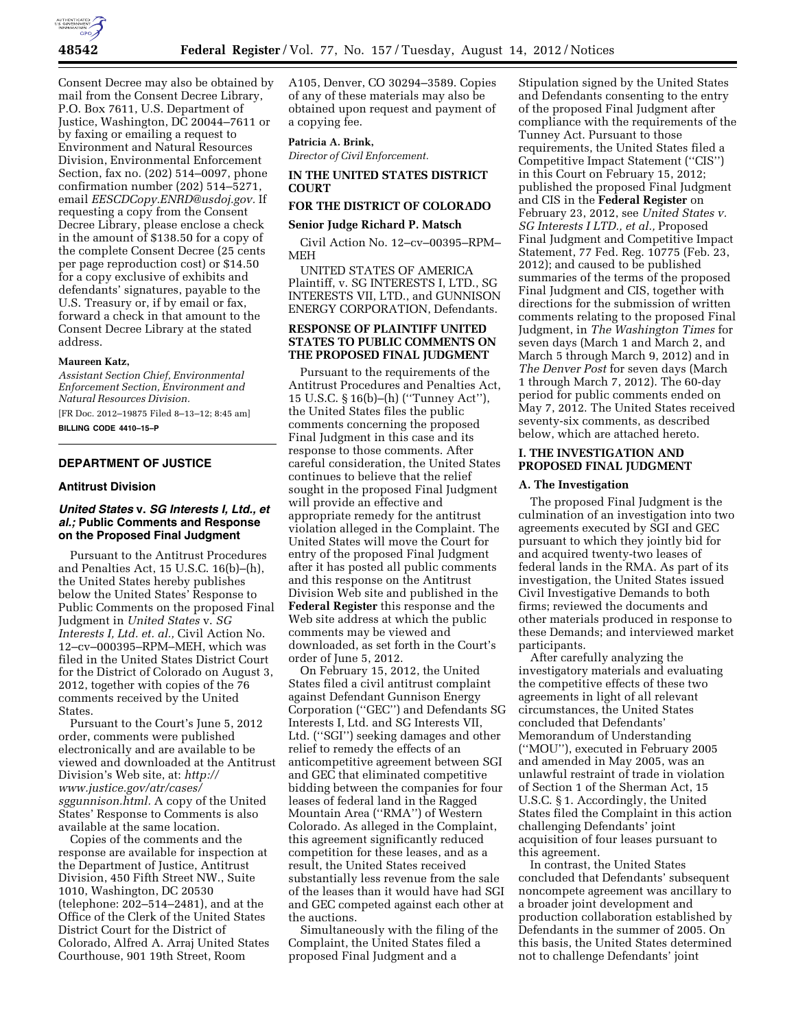Consent Decree may also be obtained by mail from the Consent Decree Library, P.O. Box 7611, U.S. Department of Justice, Washington, DC 20044–7611 or by faxing or emailing a request to Environment and Natural Resources Division, Environmental Enforcement Section, fax no. (202) 514–0097, phone confirmation number (202) 514–5271, email *EESCDCopy.ENRD@usdoj.gov.* If requesting a copy from the Consent Decree Library, please enclose a check in the amount of $138.50 for a copy of the complete Consent Decree (25 cents per page reproduction cost) or $14.50 for a copy exclusive of exhibits and defendants' signatures, payable to the U.S. Treasury or, if by email or fax, forward a check in that amount to the Consent Decree Library at the stated address.

**Maureen Katz,**

*Assistant Section Chief, Environmental Enforcement Section, Environment and Natural Resources Division.*

[FR Doc. 2012–19875 Filed 8–13–12; 8:45 am]

**BILLING CODE 4410–15–P**

## DEPARTMENT OF JUSTICE

### Antitrust Division

### *United States* v. *SG Interests I, Ltd., et al.;* Public Comments and Response on the Proposed Final Judgment

Pursuant to the Antitrust Procedures and Penalties Act, 15 U.S.C. 16(b)–(h), the United States hereby publishes below the United States' Response to Public Comments on the proposed Final Judgment in *United States* v. *SG Interests I, Ltd. et. al.,* Civil Action No. 12–cv–000395–RPM–MEH, which was filed in the United States District Court for the District of Colorado on August 3, 2012, together with copies of the 76 comments received by the United States.

Pursuant to the Court's June 5, 2012 order, comments were published electronically and are available to be viewed and downloaded at the Antitrust Division's Web site, at: *http://www.justice.gov/atr/cases/sggunnison.html.* A copy of the United States' Response to Comments is also available at the same location.

Copies of the comments and the response are available for inspection at the Department of Justice, Antitrust Division, 450 Fifth Street NW., Suite 1010, Washington, DC 20530 (telephone: 202–514–2481), and at the Office of the Clerk of the United States District Court for the District of Colorado, Alfred A. Arraj United States Courthouse, 901 19th Street, Room A105, Denver, CO 30294–3589. Copies of any of these materials may also be obtained upon request and payment of a copying fee.

**Patricia A. Brink,**

*Director of Civil Enforcement.*

**IN THE UNITED STATES DISTRICT COURT**

**FOR THE DISTRICT OF COLORADO**

**Senior Judge Richard P. Matsch**

Civil Action No. 12–cv–00395–RPM–MEH

UNITED STATES OF AMERICA Plaintiff, v. SG INTERESTS I, LTD., SG INTERESTS VII, LTD., and GUNNISON ENERGY CORPORATION, Defendants.

**RESPONSE OF PLAINTIFF UNITED STATES TO PUBLIC COMMENTS ON THE PROPOSED FINAL JUDGMENT**

Pursuant to the requirements of the Antitrust Procedures and Penalties Act, 15 U.S.C. § 16(b)–(h) (''Tunney Act''), the United States files the public comments concerning the proposed Final Judgment in this case and its response to those comments. After careful consideration, the United States continues to believe that the relief sought in the proposed Final Judgment will provide an effective and appropriate remedy for the antitrust violation alleged in the Complaint. The United States will move the Court for entry of the proposed Final Judgment after it has posted all public comments and this response on the Antitrust Division Web site and published in the **Federal Register** this response and the Web site address at which the public comments may be viewed and downloaded, as set forth in the Court's order of June 5, 2012.

On February 15, 2012, the United States filed a civil antitrust complaint against Defendant Gunnison Energy Corporation (''GEC'') and Defendants SG Interests I, Ltd. and SG Interests VII, Ltd. (''SGI'') seeking damages and other relief to remedy the effects of an anticompetitive agreement between SGI and GEC that eliminated competitive bidding between the companies for four leases of federal land in the Ragged Mountain Area (''RMA'') of Western Colorado. As alleged in the Complaint, this agreement significantly reduced competition for these leases, and as a result, the United States received substantially less revenue from the sale of the leases than it would have had SGI and GEC competed against each other at the auctions.

Simultaneously with the filing of the Complaint, the United States filed a proposed Final Judgment and a Stipulation signed by the United States and Defendants consenting to the entry of the proposed Final Judgment after compliance with the requirements of the Tunney Act. Pursuant to those requirements, the United States filed a Competitive Impact Statement (''CIS'') in this Court on February 15, 2012; published the proposed Final Judgment and CIS in the **Federal Register** on February 23, 2012, see *United States v. SG Interests I LTD., et al.,* Proposed Final Judgment and Competitive Impact Statement, 77 Fed. Reg. 10775 (Feb. 23, 2012); and caused to be published summaries of the terms of the proposed Final Judgment and CIS, together with directions for the submission of written comments relating to the proposed Final Judgment, in *The Washington Times* for seven days (March 1 and March 2, and March 5 through March 9, 2012) and in *The Denver Post* for seven days (March 1 through March 7, 2012). The 60-day period for public comments ended on May 7, 2012. The United States received seventy-six comments, as described below, which are attached hereto.

**I. THE INVESTIGATION AND PROPOSED FINAL JUDGMENT**

**A. The Investigation**

The proposed Final Judgment is the culmination of an investigation into two agreements executed by SGI and GEC pursuant to which they jointly bid for and acquired twenty-two leases of federal lands in the RMA. As part of its investigation, the United States issued Civil Investigative Demands to both firms; reviewed the documents and other materials produced in response to these Demands; and interviewed market participants.

After carefully analyzing the investigatory materials and evaluating the competitive effects of these two agreements in light of all relevant circumstances, the United States concluded that Defendants' Memorandum of Understanding (''MOU''), executed in February 2005 and amended in May 2005, was an unlawful restraint of trade in violation of Section 1 of the Sherman Act, 15 U.S.C. § 1. Accordingly, the United States filed the Complaint in this action challenging Defendants' joint acquisition of four leases pursuant to this agreement.

In contrast, the United States concluded that Defendants' subsequent noncompete agreement was ancillary to a broader joint development and production collaboration established by Defendants in the summer of 2005. On this basis, the United States determined not to challenge Defendants' joint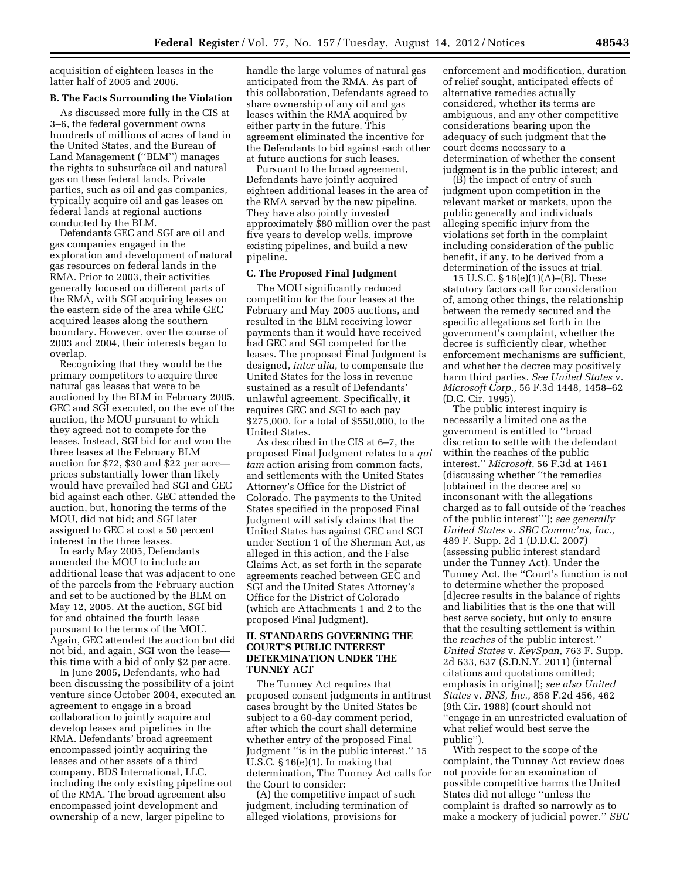acquisition of eighteen leases in the latter half of 2005 and 2006.

### B. The Facts Surrounding the Violation

As discussed more fully in the CIS at 3–6, the federal government owns hundreds of millions of acres of land in the United States, and the Bureau of Land Management (''BLM'') manages the rights to subsurface oil and natural gas on these federal lands. Private parties, such as oil and gas companies, typically acquire oil and gas leases on federal lands at regional auctions conducted by the BLM.

Defendants GEC and SGI are oil and gas companies engaged in the exploration and development of natural gas resources on federal lands in the RMA. Prior to 2003, their activities generally focused on different parts of the RMA, with SGI acquiring leases on the eastern side of the area while GEC acquired leases along the southern boundary. However, over the course of 2003 and 2004, their interests began to overlap.

Recognizing that they would be the primary competitors to acquire three natural gas leases that were to be auctioned by the BLM in February 2005, GEC and SGI executed, on the eve of the auction, the MOU pursuant to which they agreed not to compete for the leases. Instead, SGI bid for and won the three leases at the February BLM auction for $72, $30 and $22 per acre—prices substantially lower than likely would have prevailed had SGI and GEC bid against each other. GEC attended the auction, but, honoring the terms of the MOU, did not bid; and SGI later assigned to GEC at cost a 50 percent interest in the three leases.

In early May 2005, Defendants amended the MOU to include an additional lease that was adjacent to one of the parcels from the February auction and set to be auctioned by the BLM on May 12, 2005. At the auction, SGI bid for and obtained the fourth lease pursuant to the terms of the MOU. Again, GEC attended the auction but did not bid, and again, SGI won the lease—this time with a bid of only $2 per acre.

In June 2005, Defendants, who had been discussing the possibility of a joint venture since October 2004, executed an agreement to engage in a broad collaboration to jointly acquire and develop leases and pipelines in the RMA. Defendants' broad agreement encompassed jointly acquiring the leases and other assets of a third company, BDS International, LLC, including the only existing pipeline out of the RMA. The broad agreement also encompassed joint development and ownership of a new, larger pipeline to handle the large volumes of natural gas anticipated from the RMA. As part of this collaboration, Defendants agreed to share ownership of any oil and gas leases within the RMA acquired by either party in the future. This agreement eliminated the incentive for the Defendants to bid against each other at future auctions for such leases.

Pursuant to the broad agreement, Defendants have jointly acquired eighteen additional leases in the area of the RMA served by the new pipeline. They have also jointly invested approximately $80 million over the past five years to develop wells, improve existing pipelines, and build a new pipeline.

### C. The Proposed Final Judgment

The MOU significantly reduced competition for the four leases at the February and May 2005 auctions, and resulted in the BLM receiving lower payments than it would have received had GEC and SGI competed for the leases. The proposed Final Judgment is designed, *inter alia,* to compensate the United States for the loss in revenue sustained as a result of Defendants' unlawful agreement. Specifically, it requires GEC and SGI to each pay $275,000, for a total of $550,000, to the United States.

As described in the CIS at 6–7, the proposed Final Judgment relates to a *qui tam* action arising from common facts, and settlements with the United States Attorney's Office for the District of Colorado. The payments to the United States specified in the proposed Final Judgment will satisfy claims that the United States has against GEC and SGI under Section 1 of the Sherman Act, as alleged in this action, and the False Claims Act, as set forth in the separate agreements reached between GEC and SGI and the United States Attorney's Office for the District of Colorado (which are Attachments 1 and 2 to the proposed Final Judgment).

## II. STANDARDS GOVERNING THE COURT'S PUBLIC INTEREST DETERMINATION UNDER THE TUNNEY ACT

The Tunney Act requires that proposed consent judgments in antitrust cases brought by the United States be subject to a 60-day comment period, after which the court shall determine whether entry of the proposed Final Judgment ''is in the public interest.'' 15 U.S.C. § 16(e)(1). In making that determination, The Tunney Act calls for the Court to consider:

(A) the competitive impact of such judgment, including termination of alleged violations, provisions for enforcement and modification, duration of relief sought, anticipated effects of alternative remedies actually considered, whether its terms are ambiguous, and any other competitive considerations bearing upon the adequacy of such judgment that the court deems necessary to a determination of whether the consent judgment is in the public interest; and

(B) the impact of entry of such judgment upon competition in the relevant market or markets, upon the public generally and individuals alleging specific injury from the violations set forth in the complaint including consideration of the public benefit, if any, to be derived from a determination of the issues at trial.

15 U.S.C. § 16(e)(1)(A)–(B). These statutory factors call for consideration of, among other things, the relationship between the remedy secured and the specific allegations set forth in the government's complaint, whether the decree is sufficiently clear, whether enforcement mechanisms are sufficient, and whether the decree may positively harm third parties. *See United States* v. *Microsoft Corp.,* 56 F.3d 1448, 1458–62 (D.C. Cir. 1995).

The public interest inquiry is necessarily a limited one as the government is entitled to ''broad discretion to settle with the defendant within the reaches of the public interest.'' *Microsoft,* 56 F.3d at 1461 (discussing whether ''the remedies [obtained in the decree are] so inconsonant with the allegations charged as to fall outside of the 'reaches of the public interest' ''); *see generally United States* v. *SBC Commc'ns, Inc.,* 489 F. Supp. 2d 1 (D.D.C. 2007) (assessing public interest standard under the Tunney Act). Under the Tunney Act, the ''Court's function is not to determine whether the proposed [d]ecree results in the balance of rights and liabilities that is the one that will best serve society, but only to ensure that the resulting settlement is within the *reaches* of the public interest.'' *United States* v. *KeySpan,* 763 F. Supp. 2d 633, 637 (S.D.N.Y. 2011) (internal citations and quotations omitted; emphasis in original); *see also United States* v. *BNS, Inc.,* 858 F.2d 456, 462 (9th Cir. 1988) (court should not ''engage in an unrestricted evaluation of what relief would best serve the public'').

With respect to the scope of the complaint, the Tunney Act review does not provide for an examination of possible competitive harms the United States did not allege ''unless the complaint is drafted so narrowly as to make a mockery of judicial power.'' *SBC*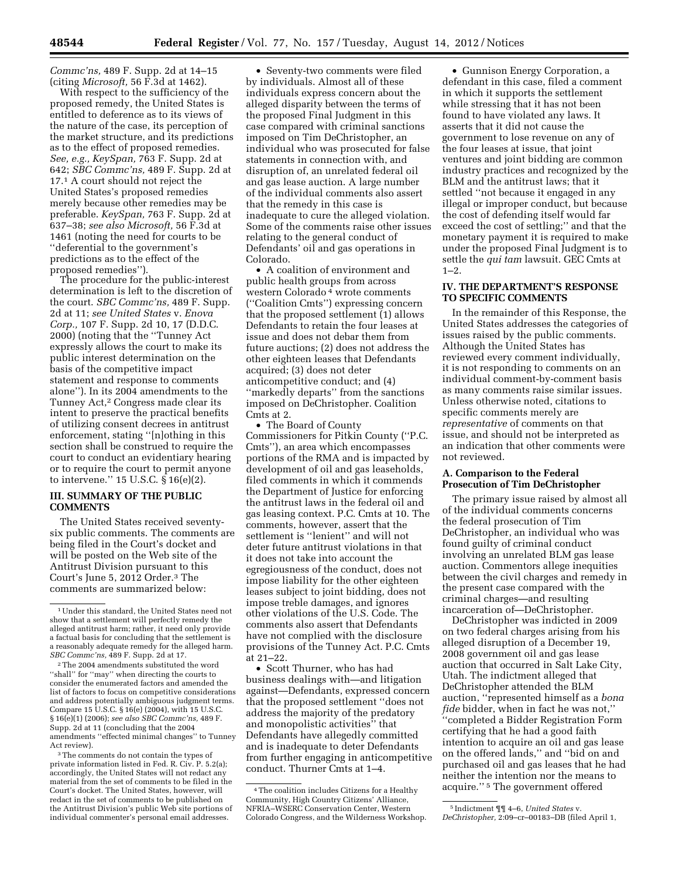*Commc'ns,* 489 F. Supp. 2d at 14–15 (citing *Microsoft,* 56 F.3d at 1462).

With respect to the sufficiency of the proposed remedy, the United States is entitled to deference as to its views of the nature of the case, its perception of the market structure, and its predictions as to the effect of proposed remedies. *See, e.g., KeySpan,* 763 F. Supp. 2d at 642; *SBC Commc'ns,* 489 F. Supp. 2d at 17.[1] A court should not reject the United States's proposed remedies merely because other remedies may be preferable. *KeySpan,* 763 F. Supp. 2d at 637–38; *see also Microsoft,* 56 F.3d at 1461 (noting the need for courts to be ''deferential to the government's predictions as to the effect of the proposed remedies'').

The procedure for the public-interest determination is left to the discretion of the court. *SBC Commc'ns,* 489 F. Supp. 2d at 11; *see United States* v. *Enova Corp.,* 107 F. Supp. 2d 10, 17 (D.D.C. 2000) (noting that the ''Tunney Act expressly allows the court to make its public interest determination on the basis of the competitive impact statement and response to comments alone''). In its 2004 amendments to the Tunney Act,[2] Congress made clear its intent to preserve the practical benefits of utilizing consent decrees in antitrust enforcement, stating ''[n]othing in this section shall be construed to require the court to conduct an evidentiary hearing or to require the court to permit anyone to intervene.'' 15 U.S.C. § 16(e)(2).

## III. SUMMARY OF THE PUBLIC COMMENTS

The United States received seventy-six public comments. The comments are being filed in the Court's docket and will be posted on the Web site of the Antitrust Division pursuant to this Court's June 5, 2012 Order.[3] The comments are summarized below:

- Seventy-two comments were filed by individuals. Almost all of these individuals express concern about the alleged disparity between the terms of the proposed Final Judgment in this case compared with criminal sanctions imposed on Tim DeChristopher, an individual who was prosecuted for false statements in connection with, and disruption of, an unrelated federal oil and gas lease auction. A large number of the individual comments also assert that the remedy in this case is inadequate to cure the alleged violation. Some of the comments raise other issues relating to the general conduct of Defendants' oil and gas operations in Colorado.
- A coalition of environment and public health groups from across western Colorado[4] wrote comments (''Coalition Cmts'') expressing concern that the proposed settlement (1) allows Defendants to retain the four leases at issue and does not debar them from future auctions; (2) does not address the other eighteen leases that Defendants acquired; (3) does not deter anticompetitive conduct; and (4) ''markedly departs'' from the sanctions imposed on DeChristopher. Coalition Cmts at 2.
- The Board of County Commissioners for Pitkin County (''P.C. Cmts''), an area which encompasses portions of the RMA and is impacted by development of oil and gas leaseholds, filed comments in which it commends the Department of Justice for enforcing the antitrust laws in the federal oil and gas leasing context. P.C. Cmts at 10. The comments, however, assert that the settlement is ''lenient'' and will not deter future antitrust violations in that it does not take into account the egregiousness of the conduct, does not impose liability for the other eighteen leases subject to joint bidding, does not impose treble damages, and ignores other violations of the U.S. Code. The comments also assert that Defendants have not complied with the disclosure provisions of the Tunney Act. P.C. Cmts at 21–22.
- Scott Thurner, who has had business dealings with—and litigation against—Defendants, expressed concern that the proposed settlement ''does not address the majority of the predatory and monopolistic activities'' that Defendants have allegedly committed and is inadequate to deter Defendants from further engaging in anticompetitive conduct. Thurner Cmts at 1–4.
- Gunnison Energy Corporation, a defendant in this case, filed a comment in which it supports the settlement while stressing that it has not been found to have violated any laws. It asserts that it did not cause the government to lose revenue on any of the four leases at issue, that joint ventures and joint bidding are common industry practices and recognized by the BLM and the antitrust laws; that it settled ''not because it engaged in any illegal or improper conduct, but because the cost of defending itself would far exceed the cost of settling;'' and that the monetary payment it is required to make under the proposed Final Judgment is to settle the *qui tam* lawsuit. GEC Cmts at 1–2.

## IV. THE DEPARTMENT'S RESPONSE TO SPECIFIC COMMENTS

In the remainder of this Response, the United States addresses the categories of issues raised by the public comments. Although the United States has reviewed every comment individually, it is not responding to comments on an individual comment-by-comment basis as many comments raise similar issues. Unless otherwise noted, citations to specific comments merely are *representative* of comments on that issue, and should not be interpreted as an indication that other comments were not reviewed.

### A. Comparison to the Federal Prosecution of Tim DeChristopher

The primary issue raised by almost all of the individual comments concerns the federal prosecution of Tim DeChristopher, an individual who was found guilty of criminal conduct involving an unrelated BLM gas lease auction. Commentors allege inequities between the civil charges and remedy in the present case compared with the criminal charges—and resulting incarceration of—DeChristopher.

DeChristopher was indicted in 2009 on two federal charges arising from his alleged disruption of a December 19, 2008 government oil and gas lease auction that occurred in Salt Lake City, Utah. The indictment alleged that DeChristopher attended the BLM auction, ''represented himself as a *bona fide* bidder, when in fact he was not,'' ''completed a Bidder Registration Form certifying that he had a good faith intention to acquire an oil and gas lease on the offered lands,'' and ''bid on and purchased oil and gas leases that he had neither the intention nor the means to acquire.''[5] The government offered

---

[1] Under this standard, the United States need not show that a settlement will perfectly remedy the alleged antitrust harm; rather, it need only provide a factual basis for concluding that the settlement is a reasonably adequate remedy for the alleged harm. *SBC Commc'ns,* 489 F. Supp. 2d at 17.

[2] The 2004 amendments substituted the word ''shall'' for ''may'' when directing the courts to consider the enumerated factors and amended the list of factors to focus on competitive considerations and address potentially ambiguous judgment terms. Compare 15 U.S.C. § 16(e) (2004), with 15 U.S.C. § 16(e)(1) (2006); *see also SBC Commc'ns,* 489 F. Supp. 2d at 11 (concluding that the 2004 amendments ''effected minimal changes'' to Tunney Act review).

[3] The comments do not contain the types of private information listed in Fed. R. Civ. P. 5.2(a); accordingly, the United States will not redact any material from the set of comments to be filed in the Court's docket. The United States, however, will redact in the set of comments to be published on the Antitrust Division's public Web site portions of individual commenter's personal email addresses.

[4] The coalition includes Citizens for a Healthy Community, High Country Citizens' Alliance, NFRIA–WSERC Conservation Center, Western Colorado Congress, and the Wilderness Workshop.

[5] Indictment ¶¶ 4–6, *United States* v. *DeChristopher,* 2:09–cr–00183–DB (filed April 1,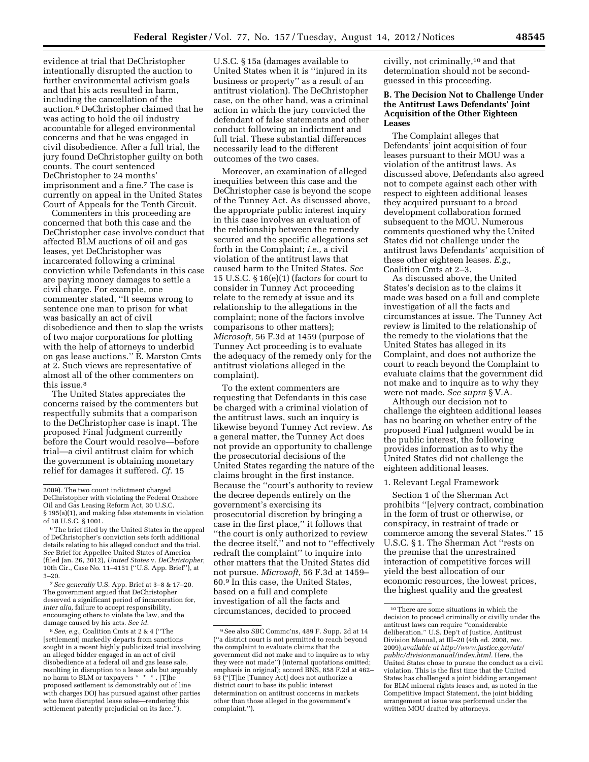evidence at trial that DeChristopher intentionally disrupted the auction to further environmental activism goals and that his acts resulted in harm, including the cancellation of the auction.[6] DeChristopher claimed that he was acting to hold the oil industry accountable for alleged environmental concerns and that he was engaged in civil disobedience. After a full trial, the jury found DeChristopher guilty on both counts. The court sentenced DeChristopher to 24 months' imprisonment and a fine.[7] The case is currently on appeal in the United States Court of Appeals for the Tenth Circuit.

Commenters in this proceeding are concerned that both this case and the DeChristopher case involve conduct that affected BLM auctions of oil and gas leases, yet DeChristopher was incarcerated following a criminal conviction while Defendants in this case are paying money damages to settle a civil charge. For example, one commenter stated, ''It seems wrong to sentence one man to prison for what was basically an act of civil disobedience and then to slap the wrists of two major corporations for plotting with the help of attorneys to underbid on gas lease auctions.'' E. Marston Cmts at 2. Such views are representative of almost all of the other commenters on this issue.[8]

The United States appreciates the concerns raised by the commenters but respectfully submits that a comparison to the DeChristopher case is inapt. The proposed Final Judgment currently before the Court would resolve—before trial—a civil antitrust claim for which the government is obtaining monetary relief for damages it suffered. *Cf.* 15 U.S.C. § 15a (damages available to United States when it is ''injured in its business or property'' as a result of an antitrust violation). The DeChristopher case, on the other hand, was a criminal action in which the jury convicted the defendant of false statements and other conduct following an indictment and full trial. These substantial differences necessarily lead to the different outcomes of the two cases.

Moreover, an examination of alleged inequities between this case and the DeChristopher case is beyond the scope of the Tunney Act. As discussed above, the appropriate public interest inquiry in this case involves an evaluation of the relationship between the remedy secured and the specific allegations set forth in the Complaint; *i.e.,* a civil violation of the antitrust laws that caused harm to the United States. *See* 15 U.S.C. § 16(e)(1) (factors for court to consider in Tunney Act proceeding relate to the remedy at issue and its relationship to the allegations in the complaint; none of the factors involve comparisons to other matters); *Microsoft,* 56 F.3d at 1459 (purpose of Tunney Act proceeding is to evaluate the adequacy of the remedy only for the antitrust violations alleged in the complaint).

To the extent commenters are requesting that Defendants in this case be charged with a criminal violation of the antitrust laws, such an inquiry is likewise beyond Tunney Act review. As a general matter, the Tunney Act does not provide an opportunity to challenge the prosecutorial decisions of the United States regarding the nature of the claims brought in the first instance. Because the ''court's authority to review the decree depends entirely on the government's exercising its prosecutorial discretion by bringing a case in the first place,'' it follows that ''the court is only authorized to review the decree itself,'' and not to ''effectively redraft the complaint'' to inquire into other matters that the United States did not pursue. *Microsoft,* 56 F.3d at 1459–60.[9] In this case, the United States, based on a full and complete investigation of all the facts and circumstances, decided to proceed civilly, not criminally,[10] and that determination should not be second-guessed in this proceeding.

### B. The Decision Not to Challenge Under the Antitrust Laws Defendants' Joint Acquisition of the Other Eighteen Leases

The Complaint alleges that Defendants' joint acquisition of four leases pursuant to their MOU was a violation of the antitrust laws. As discussed above, Defendants also agreed not to compete against each other with respect to eighteen additional leases they acquired pursuant to a broad development collaboration formed subsequent to the MOU. Numerous comments questioned why the United States did not challenge under the antitrust laws Defendants' acquisition of these other eighteen leases. *E.g.,* Coalition Cmts at 2–3.

As discussed above, the United States's decision as to the claims it made was based on a full and complete investigation of all the facts and circumstances at issue. The Tunney Act review is limited to the relationship of the remedy to the violations that the United States has alleged in its Complaint, and does not authorize the court to reach beyond the Complaint to evaluate claims that the government did not make and to inquire as to why they were not made. *See supra* § V.A.

Although our decision not to challenge the eighteen additional leases has no bearing on whether entry of the proposed Final Judgment would be in the public interest, the following provides information as to why the United States did not challenge the eighteen additional leases.

#### 1. Relevant Legal Framework

Section 1 of the Sherman Act prohibits ''[e]very contract, combination in the form of trust or otherwise, or conspiracy, in restraint of trade or commerce among the several States.'' 15 U.S.C. § 1. The Sherman Act ''rests on the premise that the unrestrained interaction of competitive forces will yield the best allocation of our economic resources, the lowest prices, the highest quality and the greatest

---

2009). The two count indictment charged DeChristopher with violating the Federal Onshore Oil and Gas Leasing Reform Act, 30 U.S.C. § 195(a)(1), and making false statements in violation of 18 U.S.C. § 1001.

[6] The brief filed by the United States in the appeal of DeChristopher's conviction sets forth additional details relating to his alleged conduct and the trial. *See* Brief for Appellee United States of America (filed Jan. 26, 2012), *United States* v. *DeChristopher,* 10th Cir., Case No. 11–4151 (''U.S. App. Brief''), at 3–20.

[7] *See generally* U.S. App. Brief at 3–8 & 17–20. The government argued that DeChristopher deserved a significant period of incarceration for, *inter alia,* failure to accept responsibility, encouraging others to violate the law, and the damage caused by his acts. *See id.*

[8] *See, e.g.,* Coalition Cmts at 2 & 4 (''The [settlement] markedly departs from sanctions sought in a recent highly publicized trial involving an alleged bidder engaged in an act of civil disobedience at a federal oil and gas lease sale, resulting in disruption to a lease sale but arguably no harm to BLM or taxpayers * * * . [T]he proposed settlement is demonstrably out of line with charges DOJ has pursued against other parties who have disrupted lease sales—rendering this settlement patently prejudicial on its face.'').

[9] See also SBC Commc'ns, 489 F. Supp. 2d at 14 (''a district court is not permitted to reach beyond the complaint to evaluate claims that the government did not make and to inquire as to why they were not made'') (internal quotations omitted; emphasis in original); accord BNS, 858 F.2d at 462–63 (''[T]he [Tunney Act] does not authorize a district court to base its public interest determination on antitrust concerns in markets other than those alleged in the government's complaint.'').

[10] There are some situations in which the decision to proceed criminally or civilly under the antitrust laws can require ''considerable deliberation.'' U.S. Dep't of Justice, Antitrust Division Manual, at III–20 (4th ed. 2008, rev. 2009),*available at http://www.justice.gov/atr/public/divisionmanual/index.html.* Here, the United States chose to pursue the conduct as a civil violation. This is the first time that the United States has challenged a joint bidding arrangement for BLM mineral rights leases and, as noted in the Competitive Impact Statement, the joint bidding arrangement at issue was performed under the written MOU drafted by attorneys.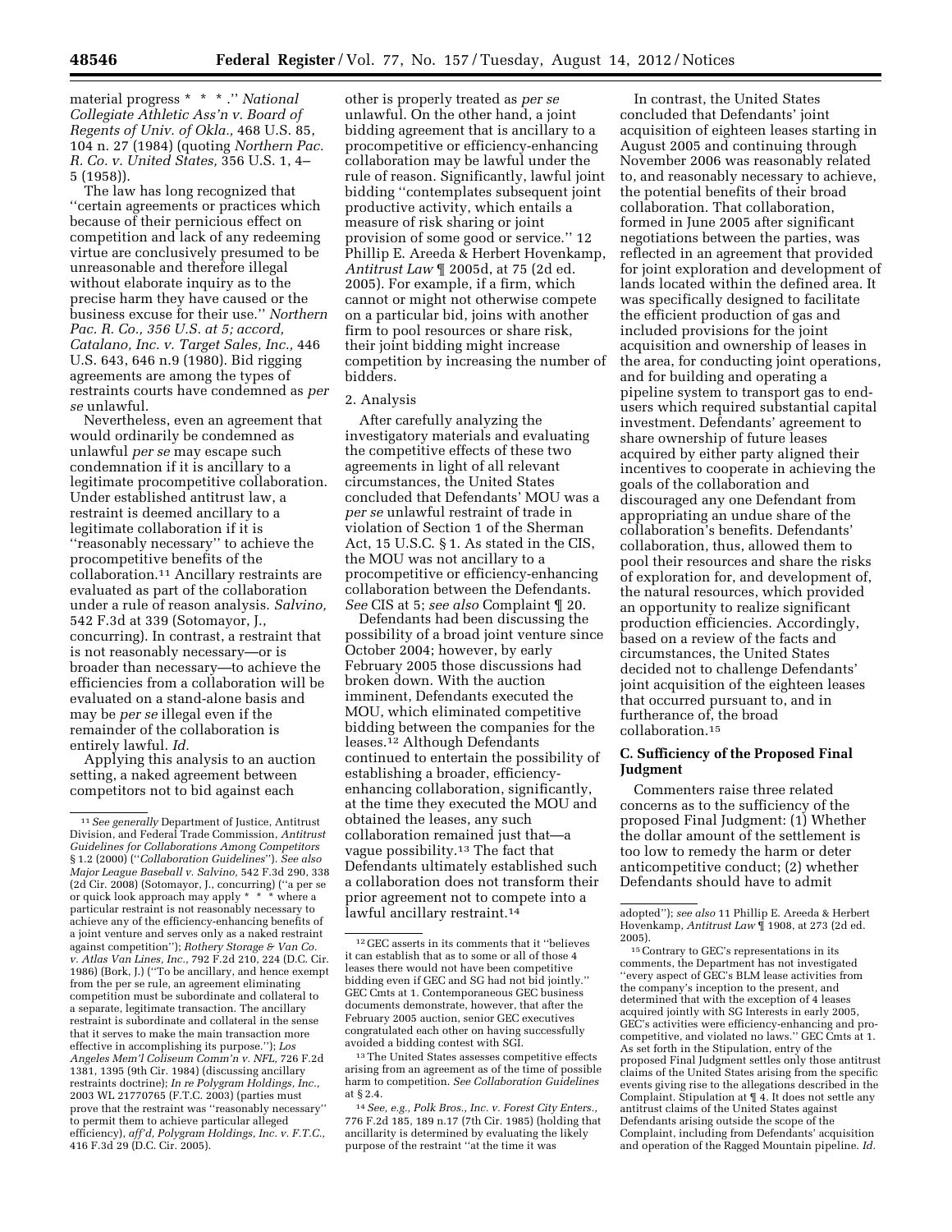material progress * * * .'' *National Collegiate Athletic Ass'n v. Board of Regents of Univ. of Okla.,* 468 U.S. 85, 104 n. 27 (1984) (quoting *Northern Pac. R. Co. v. United States,* 356 U.S. 1, 4–5 (1958)).

The law has long recognized that ''certain agreements or practices which because of their pernicious effect on competition and lack of any redeeming virtue are conclusively presumed to be unreasonable and therefore illegal without elaborate inquiry as to the precise harm they have caused or the business excuse for their use.'' *Northern Pac. R. Co., 356 U.S. at 5; accord, Catalano, Inc. v. Target Sales, Inc.,* 446 U.S. 643, 646 n.9 (1980). Bid rigging agreements are among the types of restraints courts have condemned as *per se* unlawful.

Nevertheless, even an agreement that would ordinarily be condemned as unlawful *per se* may escape such condemnation if it is ancillary to a legitimate procompetitive collaboration. Under established antitrust law, a restraint is deemed ancillary to a legitimate collaboration if it is ''reasonably necessary'' to achieve the procompetitive benefits of the collaboration.[11] Ancillary restraints are evaluated as part of the collaboration under a rule of reason analysis. *Salvino,* 542 F.3d at 339 (Sotomayor, J., concurring). In contrast, a restraint that is not reasonably necessary—or is broader than necessary—to achieve the efficiencies from a collaboration will be evaluated on a stand-alone basis and may be *per se* illegal even if the remainder of the collaboration is entirely lawful. *Id.*

Applying this analysis to an auction setting, a naked agreement between competitors not to bid against each other is properly treated as *per se* unlawful. On the other hand, a joint bidding agreement that is ancillary to a procompetitive or efficiency-enhancing collaboration may be lawful under the rule of reason. Significantly, lawful joint bidding ''contemplates subsequent joint productive activity, which entails a measure of risk sharing or joint provision of some good or service.'' 12 Phillip E. Areeda & Herbert Hovenkamp, *Antitrust Law* ¶ 2005d, at 75 (2d ed. 2005). For example, if a firm, which cannot or might not otherwise compete on a particular bid, joins with another firm to pool resources or share risk, their joint bidding might increase competition by increasing the number of bidders.

2. Analysis

After carefully analyzing the investigatory materials and evaluating the competitive effects of these two agreements in light of all relevant circumstances, the United States concluded that Defendants' MOU was a *per se* unlawful restraint of trade in violation of Section 1 of the Sherman Act, 15 U.S.C. § 1. As stated in the CIS, the MOU was not ancillary to a procompetitive or efficiency-enhancing collaboration between the Defendants. *See* CIS at 5; *see also* Complaint ¶ 20.

Defendants had been discussing the possibility of a broad joint venture since October 2004; however, by early February 2005 those discussions had broken down. With the auction imminent, Defendants executed the MOU, which eliminated competitive bidding between the companies for the leases.[12] Although Defendants continued to entertain the possibility of establishing a broader, efficiency-enhancing collaboration, significantly, at the time they executed the MOU and obtained the leases, any such collaboration remained just that—a vague possibility.[13] The fact that Defendants ultimately established such a collaboration does not transform their prior agreement not to compete into a lawful ancillary restraint.[14]

In contrast, the United States concluded that Defendants' joint acquisition of eighteen leases starting in August 2005 and continuing through November 2006 was reasonably related to, and reasonably necessary to achieve, the potential benefits of their broad collaboration. That collaboration, formed in June 2005 after significant negotiations between the parties, was reflected in an agreement that provided for joint exploration and development of lands located within the defined area. It was specifically designed to facilitate the efficient production of gas and included provisions for the joint acquisition and ownership of leases in the area, for conducting joint operations, and for building and operating a pipeline system to transport gas to end-users which required substantial capital investment. Defendants' agreement to share ownership of future leases acquired by either party aligned their incentives to cooperate in achieving the goals of the collaboration and discouraged any one Defendant from appropriating an undue share of the collaboration's benefits. Defendants' collaboration, thus, allowed them to pool their resources and share the risks of exploration for, and development of, the natural resources, which provided an opportunity to realize significant production efficiencies. Accordingly, based on a review of the facts and circumstances, the United States decided not to challenge Defendants' joint acquisition of the eighteen leases that occurred pursuant to, and in furtherance of, the broad collaboration.[15]

### C. Sufficiency of the Proposed Final Judgment

Commenters raise three related concerns as to the sufficiency of the proposed Final Judgment: (1) Whether the dollar amount of the settlement is too low to remedy the harm or deter anticompetitive conduct; (2) whether Defendants should have to admit

---

[11] *See generally* Department of Justice, Antitrust Division, and Federal Trade Commission, *Antitrust Guidelines for Collaborations Among Competitors* § 1.2 (2000) (''*Collaboration Guidelines*''). *See also Major League Baseball v. Salvino,* 542 F.3d 290, 338 (2d Cir. 2008) (Sotomayor, J., concurring) (''a per se or quick look approach may apply * * * where a particular restraint is not reasonably necessary to achieve any of the efficiency-enhancing benefits of a joint venture and serves only as a naked restraint against competition''); *Rothery Storage & Van Co. v. Atlas Van Lines, Inc.,* 792 F.2d 210, 224 (D.C. Cir. 1986) (Bork, J.) (''To be ancillary, and hence exempt from the per se rule, an agreement eliminating competition must be subordinate and collateral to a separate, legitimate transaction. The ancillary restraint is subordinate and collateral in the sense that it serves to make the main transaction more effective in accomplishing its purpose.''); *Los Angeles Mem'l Coliseum Comm'n v. NFL,* 726 F.2d 1381, 1395 (9th Cir. 1984) (discussing ancillary restraints doctrine); *In re Polygram Holdings, Inc.,* 2003 WL 21770765 (F.T.C. 2003) (parties must prove that the restraint was ''reasonably necessary'' to permit them to achieve particular alleged efficiency), *aff'd, Polygram Holdings, Inc. v. F.T.C.,* 416 F.3d 29 (D.C. Cir. 2005).

[12] GEC asserts in its comments that it ''believes it can establish that as to some or all of those 4 leases there would not have been competitive bidding even if GEC and SG had not bid jointly.'' GEC Cmts at 1. Contemporaneous GEC business documents demonstrate, however, that after the February 2005 auction, senior GEC executives congratulated each other on having successfully avoided a bidding contest with SGI.

[13] The United States assesses competitive effects arising from an agreement as of the time of possible harm to competition. *See Collaboration Guidelines* at § 2.4.

[14] *See, e.g., Polk Bros., Inc. v. Forest City Enters.,* 776 F.2d 185, 189 n.17 (7th Cir. 1985) (holding that ancillarity is determined by evaluating the likely purpose of the restraint ''at the time it was adopted''); *see also* 11 Phillip E. Areeda & Herbert Hovenkamp, *Antitrust Law* ¶ 1908, at 273 (2d ed. 2005).

[15] Contrary to GEC's representations in its comments, the Department has not investigated ''every aspect of GEC's BLM lease activities from the company's inception to the present, and determined that with the exception of 4 leases acquired jointly with SG Interests in early 2005, GEC's activities were efficiency-enhancing and pro-competitive, and violated no laws.'' GEC Cmts at 1. As set forth in the Stipulation, entry of the proposed Final Judgment settles only those antitrust claims of the United States arising from the specific events giving rise to the allegations described in the Complaint. Stipulation at ¶ 4. It does not settle any antitrust claims of the United States against Defendants arising outside the scope of the Complaint, including from Defendants' acquisition and operation of the Ragged Mountain pipeline. *Id.*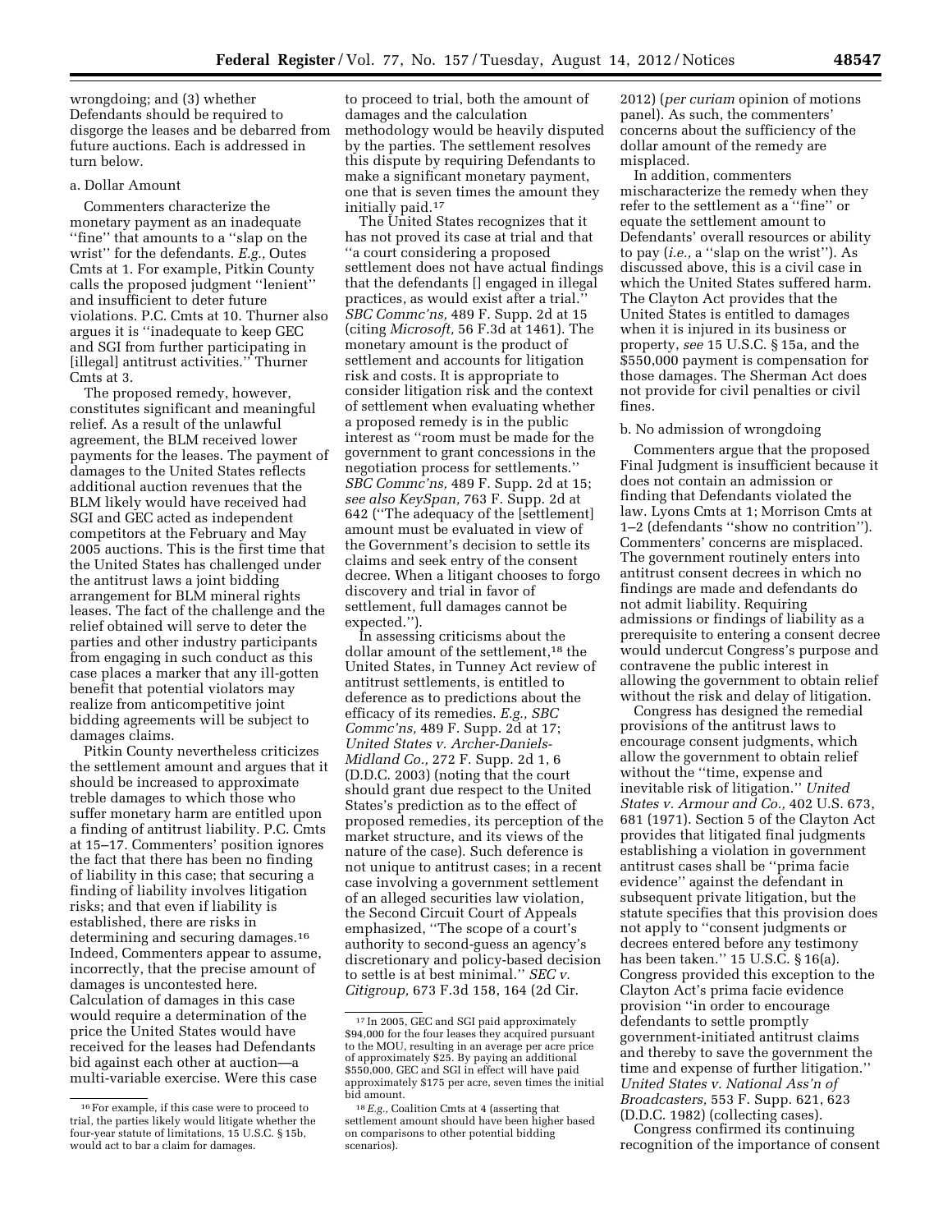wrongdoing; and (3) whether Defendants should be required to disgorge the leases and be debarred from future auctions. Each is addressed in turn below.

a. Dollar Amount

Commenters characterize the monetary payment as an inadequate ''fine'' that amounts to a ''slap on the wrist'' for the defendants. *E.g.,* Outes Cmts at 1. For example, Pitkin County calls the proposed judgment ''lenient'' and insufficient to deter future violations. P.C. Cmts at 10. Thurner also argues it is ''inadequate to keep GEC and SGI from further participating in [illegal] antitrust activities.'' Thurner Cmts at 3.

The proposed remedy, however, constitutes significant and meaningful relief. As a result of the unlawful agreement, the BLM received lower payments for the leases. The payment of damages to the United States reflects additional auction revenues that the BLM likely would have received had SGI and GEC acted as independent competitors at the February and May 2005 auctions. This is the first time that the United States has challenged under the antitrust laws a joint bidding arrangement for BLM mineral rights leases. The fact of the challenge and the relief obtained will serve to deter the parties and other industry participants from engaging in such conduct as this case places a marker that any ill-gotten benefit that potential violators may realize from anticompetitive joint bidding agreements will be subject to damages claims.

Pitkin County nevertheless criticizes the settlement amount and argues that it should be increased to approximate treble damages to which those who suffer monetary harm are entitled upon a finding of antitrust liability. P.C. Cmts at 15–17. Commenters' position ignores the fact that there has been no finding of liability in this case; that securing a finding of liability involves litigation risks; and that even if liability is established, there are risks in determining and securing damages.[16] Indeed, Commenters appear to assume, incorrectly, that the precise amount of damages is uncontested here. Calculation of damages in this case would require a determination of the price the United States would have received for the leases had Defendants bid against each other at auction—a multi-variable exercise. Were this case to proceed to trial, both the amount of damages and the calculation methodology would be heavily disputed by the parties. The settlement resolves this dispute by requiring Defendants to make a significant monetary payment, one that is seven times the amount they initially paid.[17]

The United States recognizes that it has not proved its case at trial and that ''a court considering a proposed settlement does not have actual findings that the defendants [] engaged in illegal practices, as would exist after a trial.'' *SBC Commc'ns,* 489 F. Supp. 2d at 15 (citing *Microsoft,* 56 F.3d at 1461). The monetary amount is the product of settlement and accounts for litigation risk and costs. It is appropriate to consider litigation risk and the context of settlement when evaluating whether a proposed remedy is in the public interest as ''room must be made for the government to grant concessions in the negotiation process for settlements.'' *SBC Commc'ns,* 489 F. Supp. 2d at 15; *see also KeySpan,* 763 F. Supp. 2d at 642 (''The adequacy of the [settlement] amount must be evaluated in view of the Government's decision to settle its claims and seek entry of the consent decree. When a litigant chooses to forgo discovery and trial in favor of settlement, full damages cannot be expected.'').

In assessing criticisms about the dollar amount of the settlement,[18] the United States, in Tunney Act review of antitrust settlements, is entitled to deference as to predictions about the efficacy of its remedies. *E.g., SBC Commc'ns,* 489 F. Supp. 2d at 17; *United States v. Archer-Daniels-Midland Co.,* 272 F. Supp. 2d 1, 6 (D.D.C. 2003) (noting that the court should grant due respect to the United States's prediction as to the effect of proposed remedies, its perception of the market structure, and its views of the nature of the case). Such deference is not unique to antitrust cases; in a recent case involving a government settlement of an alleged securities law violation, the Second Circuit Court of Appeals emphasized, ''The scope of a court's authority to second-guess an agency's discretionary and policy-based decision to settle is at best minimal.'' *SEC v. Citigroup,* 673 F.3d 158, 164 (2d Cir. 2012) (*per curiam* opinion of motions panel). As such, the commenters' concerns about the sufficiency of the dollar amount of the remedy are misplaced.

In addition, commenters mischaracterize the remedy when they refer to the settlement as a ''fine'' or equate the settlement amount to Defendants' overall resources or ability to pay (*i.e.,* a ''slap on the wrist''). As discussed above, this is a civil case in which the United States suffered harm. The Clayton Act provides that the United States is entitled to damages when it is injured in its business or property, *see* 15 U.S.C. § 15a, and the $550,000 payment is compensation for those damages. The Sherman Act does not provide for civil penalties or civil fines.

b. No admission of wrongdoing

Commenters argue that the proposed Final Judgment is insufficient because it does not contain an admission or finding that Defendants violated the law. Lyons Cmts at 1; Morrison Cmts at 1–2 (defendants ''show no contrition''). Commenters' concerns are misplaced. The government routinely enters into antitrust consent decrees in which no findings are made and defendants do not admit liability. Requiring admissions or findings of liability as a prerequisite to entering a consent decree would undercut Congress's purpose and contravene the public interest in allowing the government to obtain relief without the risk and delay of litigation.

Congress has designed the remedial provisions of the antitrust laws to encourage consent judgments, which allow the government to obtain relief without the ''time, expense and inevitable risk of litigation.'' *United States v. Armour and Co.,* 402 U.S. 673, 681 (1971). Section 5 of the Clayton Act provides that litigated final judgments establishing a violation in government antitrust cases shall be ''prima facie evidence'' against the defendant in subsequent private litigation, but the statute specifies that this provision does not apply to ''consent judgments or decrees entered before any testimony has been taken.'' 15 U.S.C. § 16(a). Congress provided this exception to the Clayton Act's prima facie evidence provision ''in order to encourage defendants to settle promptly government-initiated antitrust claims and thereby to save the government the time and expense of further litigation.'' *United States v. National Ass'n of Broadcasters,* 553 F. Supp. 621, 623 (D.D.C. 1982) (collecting cases).

Congress confirmed its continuing recognition of the importance of consent

[16] For example, if this case were to proceed to trial, the parties likely would litigate whether the four-year statute of limitations, 15 U.S.C. § 15b, would act to bar a claim for damages.

[17] In 2005, GEC and SGI paid approximately $94,000 for the four leases they acquired pursuant to the MOU, resulting in an average per acre price of approximately $25. By paying an additional $550,000, GEC and SGI in effect will have paid approximately $175 per acre, seven times the initial bid amount.

[18] *E.g.,* Coalition Cmts at 4 (asserting that settlement amount should have been higher based on comparisons to other potential bidding scenarios).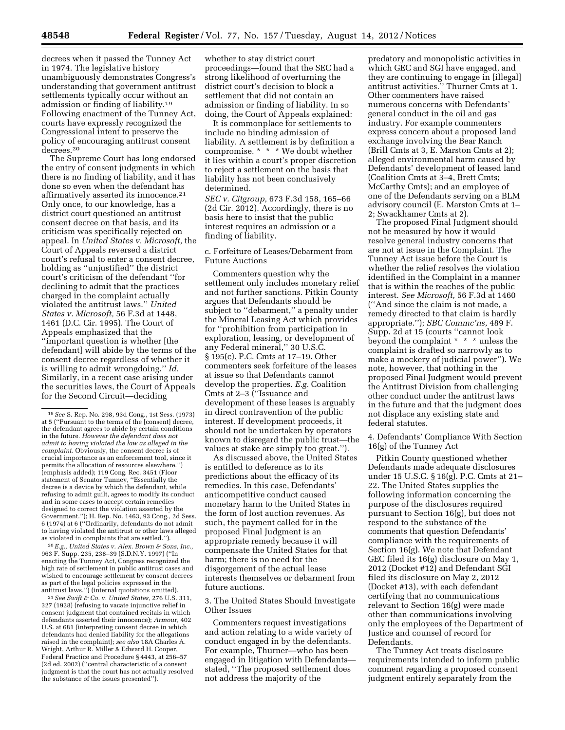decrees when it passed the Tunney Act in 1974. The legislative history unambiguously demonstrates Congress's understanding that government antitrust settlements typically occur without an admission or finding of liability.[19] Following enactment of the Tunney Act, courts have expressly recognized the Congressional intent to preserve the policy of encouraging antitrust consent decrees.[20]

The Supreme Court has long endorsed the entry of consent judgments in which there is no finding of liability, and it has done so even when the defendant has affirmatively asserted its innocence.[21] Only once, to our knowledge, has a district court questioned an antitrust consent decree on that basis, and its criticism was specifically rejected on appeal. In *United States v. Microsoft,* the Court of Appeals reversed a district court's refusal to enter a consent decree, holding as ''unjustified'' the district court's criticism of the defendant ''for declining to admit that the practices charged in the complaint actually violated the antitrust laws.'' *United States v. Microsoft,* 56 F.3d at 1448, 1461 (D.C. Cir. 1995). The Court of Appeals emphasized that the ''important question is whether [the defendant] will abide by the terms of the consent decree regardless of whether it is willing to admit wrongdoing.'' *Id.* Similarly, in a recent case arising under the securities laws, the Court of Appeals for the Second Circuit—deciding whether to stay district court proceedings—found that the SEC had a strong likelihood of overturning the district court's decision to block a settlement that did not contain an admission or finding of liability. In so doing, the Court of Appeals explained:

It is commonplace for settlements to include no binding admission of liability. A settlement is by definition a compromise. * * * We doubt whether it lies within a court's proper discretion to reject a settlement on the basis that liability has not been conclusively determined.

*SEC v. Citgroup,* 673 F.3d 158, 165–66 (2d Cir. 2012). Accordingly, there is no basis here to insist that the public interest requires an admission or a finding of liability.

c. Forfeiture of Leases/Debarment from Future Auctions

Commenters question why the settlement only includes monetary relief and not further sanctions. Pitkin County argues that Defendants should be subject to ''debarment,'' a penalty under the Mineral Leasing Act which provides for ''prohibition from participation in exploration, leasing, or development of any Federal mineral,'' 30 U.S.C. § 195(c). P.C. Cmts at 17–19. Other commenters seek forfeiture of the leases at issue so that Defendants cannot develop the properties. *E.g.* Coalition Cmts at 2–3 (''Issuance and development of these leases is arguably in direct contravention of the public interest. If development proceeds, it should not be undertaken by operators known to disregard the public trust—the values at stake are simply too great.'').

As discussed above, the United States is entitled to deference as to its predictions about the efficacy of its remedies. In this case, Defendants' anticompetitive conduct caused monetary harm to the United States in the form of lost auction revenues. As such, the payment called for in the proposed Final Judgment is an appropriate remedy because it will compensate the United States for that harm; there is no need for the disgorgement of the actual lease interests themselves or debarment from future auctions.

3. The United States Should Investigate Other Issues

Commenters request investigations and action relating to a wide variety of conduct engaged in by the defendants. For example, Thurner—who has been engaged in litigation with Defendants—stated, ''The proposed settlement does not address the majority of the predatory and monopolistic activities in which GEC and SGI have engaged, and they are continuing to engage in [illegal] antitrust activities.'' Thurner Cmts at 1. Other commenters have raised numerous concerns with Defendants' general conduct in the oil and gas industry. For example commenters express concern about a proposed land exchange involving the Bear Ranch (Brill Cmts at 3, E. Marston Cmts at 2); alleged environmental harm caused by Defendants' development of leased land (Coalition Cmts at 3–4, Brett Cmts; McCarthy Cmts); and an employee of one of the Defendants serving on a BLM advisory council (E. Marston Cmts at 1–2; Swackhamer Cmts at 2).

The proposed Final Judgment should not be measured by how it would resolve general industry concerns that are not at issue in the Complaint. The Tunney Act issue before the Court is whether the relief resolves the violation identified in the Complaint in a manner that is within the reaches of the public interest. *See Microsoft,* 56 F.3d at 1460 (''And since the claim is not made, a remedy directed to that claim is hardly appropriate.''); *SBC Commc'ns,* 489 F. Supp. 2d at 15 (courts ''cannot look beyond the complaint * * * unless the complaint is drafted so narrowly as to make a mockery of judicial power''). We note, however, that nothing in the proposed Final Judgment would prevent the Antitrust Division from challenging other conduct under the antitrust laws in the future and that the judgment does not displace any existing state and federal statutes.

4. Defendants' Compliance With Section 16(g) of the Tunney Act

Pitkin County questioned whether Defendants made adequate disclosures under 15 U.S.C. § 16(g). P.C. Cmts at 21–22. The United States supplies the following information concerning the purpose of the disclosures required pursuant to Section 16(g), but does not respond to the substance of the comments that question Defendants' compliance with the requirements of Section 16(g). We note that Defendant GEC filed its 16(g) disclosure on May 1, 2012 (Docket #12) and Defendant SGI filed its disclosure on May 2, 2012 (Docket #13), with each defendant certifying that no communications relevant to Section 16(g) were made other than communications involving only the employees of the Department of Justice and counsel of record for Defendants.

The Tunney Act treats disclosure requirements intended to inform public comment regarding a proposed consent judgment entirely separately from the

---

[19] *See* S. Rep. No. 298, 93d Cong., 1st Sess. (1973) at 5 (''Pursuant to the terms of the [consent] decree, the defendant agrees to abide by certain conditions in the future. *However the defendant does not admit to having violated the law as alleged in the complaint.* Obviously, the consent decree is of crucial importance as an enforcement tool, since it permits the allocation of resources elsewhere.'') (emphasis added); 119 Cong. Rec. 3451 (Floor statement of Senator Tunney, ''Essentially the decree is a device by which the defendant, while refusing to admit guilt, agrees to modify its conduct and in some cases to accept certain remedies designed to correct the violation asserted by the Government.''); H. Rep. No. 1463, 93 Cong., 2d Sess. 6 (1974) at 6 (''Ordinarily, defendants do not admit to having violated the antitrust or other laws alleged as violated in complaints that are settled.'').

[20] *E.g., United States v. Alex. Brown & Sons, Inc.,* 963 F. Supp. 235, 238–39 (S.D.N.Y. 1997) (''In enacting the Tunney Act, Congress recognized the high rate of settlement in public antitrust cases and wished to encourage settlement by consent decrees as part of the legal policies expressed in the antitrust laws.'') (internal quotations omitted).

[21] *See Swift & Co. v. United States,* 276 U.S. 311, 327 (1928) (refusing to vacate injunctive relief in consent judgment that contained recitals in which defendants asserted their innocence); *Armour,* 402 U.S. at 681 (interpreting consent decree in which defendants had denied liability for the allegations raised in the complaint); *see also* 18A Charles A. Wright, Arthur R. Miller & Edward H. Cooper, Federal Practice and Procedure § 4443, at 256–57 (2d ed. 2002) (''central characteristic of a consent judgment is that the court has not actually resolved the substance of the issues presented'').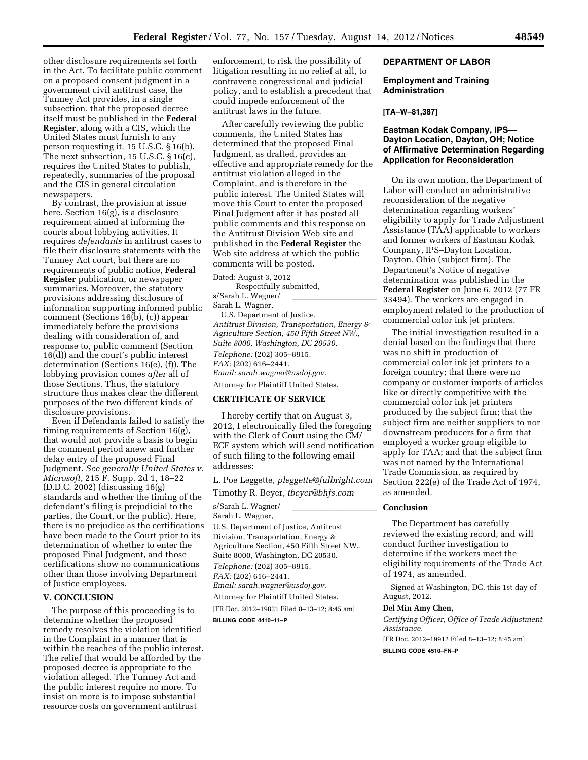other disclosure requirements set forth in the Act. To facilitate public comment on a proposed consent judgment in a government civil antitrust case, the Tunney Act provides, in a single subsection, that the proposed decree itself must be published in the **Federal Register**, along with a CIS, which the United States must furnish to any person requesting it. 15 U.S.C. § 16(b). The next subsection, 15 U.S.C. § 16(c), requires the United States to publish, repeatedly, summaries of the proposal and the CIS in general circulation newspapers.

By contrast, the provision at issue here, Section 16(g), is a disclosure requirement aimed at informing the courts about lobbying activities. It requires *defendants* in antitrust cases to file their disclosure statements with the Tunney Act court, but there are no requirements of public notice, **Federal Register** publication, or newspaper summaries. Moreover, the statutory provisions addressing disclosure of information supporting informed public comment (Sections 16(b), (c)) appear immediately before the provisions dealing with consideration of, and response to, public comment (Section 16(d)) and the court's public interest determination (Sections 16(e), (f)). The lobbying provision comes *after* all of those Sections. Thus, the statutory structure thus makes clear the different purposes of the two different kinds of disclosure provisions.

Even if Defendants failed to satisfy the timing requirements of Section 16(g), that would not provide a basis to begin the comment period anew and further delay entry of the proposed Final Judgment. *See generally United States v. Microsoft,* 215 F. Supp. 2d 1, 18–22 (D.D.C. 2002) (discussing 16(g) standards and whether the timing of the defendant's filing is prejudicial to the parties, the Court, or the public). Here, there is no prejudice as the certifications have been made to the Court prior to its determination of whether to enter the proposed Final Judgment, and those certifications show no communications other than those involving Department of Justice employees.

## V. CONCLUSION

The purpose of this proceeding is to determine whether the proposed remedy resolves the violation identified in the Complaint in a manner that is within the reaches of the public interest. The relief that would be afforded by the proposed decree is appropriate to the violation alleged. The Tunney Act and the public interest require no more. To insist on more is to impose substantial resource costs on government antitrust enforcement, to risk the possibility of litigation resulting in no relief at all, to contravene congressional and judicial policy, and to establish a precedent that could impede enforcement of the antitrust laws in the future.

After carefully reviewing the public comments, the United States has determined that the proposed Final Judgment, as drafted, provides an effective and appropriate remedy for the antitrust violation alleged in the Complaint, and is therefore in the public interest. The United States will move this Court to enter the proposed Final Judgment after it has posted all public comments and this response on the Antitrust Division Web site and published in the **Federal Register** the Web site address at which the public comments will be posted.

Dated: August 3, 2012

Respectfully submitted,

s/Sarah L. Wagner/

Sarah L. Wagner,

U.S. Department of Justice, *Antitrust Division, Transportation, Energy & Agriculture Section, 450 Fifth Street NW., Suite 8000, Washington, DC 20530.*

*Telephone:* (202) 305–8915.

*FAX:* (202) 616–2441.

*Email: sarah.wagner@usdoj.gov.*

Attorney for Plaintiff United States.

## CERTIFICATE OF SERVICE

I hereby certify that on August 3, 2012, I electronically filed the foregoing with the Clerk of Court using the CM/ECF system which will send notification of such filing to the following email addresses:

L. Poe Leggette, *pleggette@fulbright.com*

Timothy R. Beyer, *tbeyer@bhfs.com*

s/Sarah L. Wagner/

Sarah L. Wagner,

U.S. Department of Justice, Antitrust Division, Transportation, Energy & Agriculture Section, 450 Fifth Street NW., Suite 8000, Washington, DC 20530.

*Telephone:* (202) 305–8915.

*FAX:* (202) 616–2441.

*Email: sarah.wagner@usdoj.gov.*

Attorney for Plaintiff United States.

[FR Doc. 2012–19831 Filed 8–13–12; 8:45 am]

**BILLING CODE 4410–11–P**

## DEPARTMENT OF LABOR

### Employment and Training Administration

**[TA–W–81,387]**

### Eastman Kodak Company, IPS—Dayton Location, Dayton, OH; Notice of Affirmative Determination Regarding Application for Reconsideration

On its own motion, the Department of Labor will conduct an administrative reconsideration of the negative determination regarding workers' eligibility to apply for Trade Adjustment Assistance (TAA) applicable to workers and former workers of Eastman Kodak Company, IPS–Dayton Location, Dayton, Ohio (subject firm). The Department's Notice of negative determination was published in the **Federal Register** on June 6, 2012 (77 FR 33494). The workers are engaged in employment related to the production of commercial color ink jet printers.

The initial investigation resulted in a denial based on the findings that there was no shift in production of commercial color ink jet printers to a foreign country; that there were no company or customer imports of articles like or directly competitive with the commercial color ink jet printers produced by the subject firm; that the subject firm are neither suppliers to nor downstream producers for a firm that employed a worker group eligible to apply for TAA; and that the subject firm was not named by the International Trade Commission, as required by Section 222(e) of the Trade Act of 1974, as amended.

### Conclusion

The Department has carefully reviewed the existing record, and will conduct further investigation to determine if the workers meet the eligibility requirements of the Trade Act of 1974, as amended.

Signed at Washington, DC, this 1st day of August, 2012.

**Del Min Amy Chen,**

*Certifying Officer, Office of Trade Adjustment Assistance.*

[FR Doc. 2012–19912 Filed 8–13–12; 8:45 am]

**BILLING CODE 4510–FN–P**